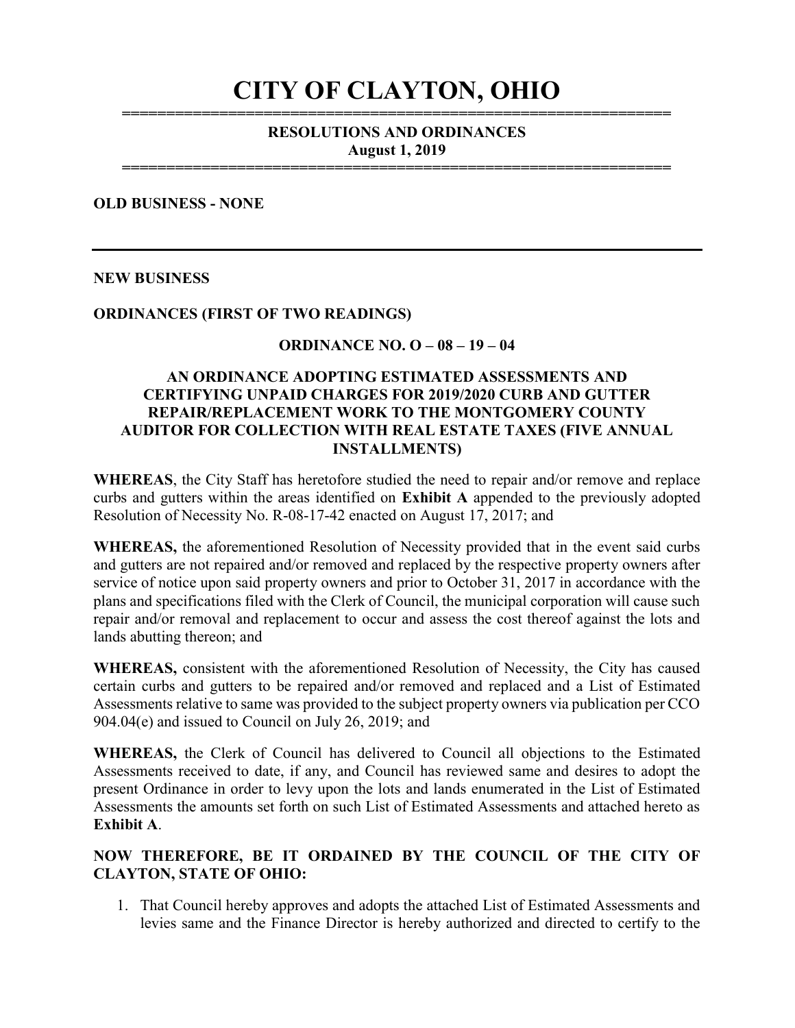# CITY OF CLAYTON, OHIO

**RESOLUTIONS AND ORDINANCES**
**August 1, 2019**

**OLD BUSINESS - NONE**

---

**NEW BUSINESS**

**ORDINANCES (FIRST OF TWO READINGS)**

**ORDINANCE NO. O – 08 – 19 – 04**

**AN ORDINANCE ADOPTING ESTIMATED ASSESSMENTS AND CERTIFYING UNPAID CHARGES FOR 2019/2020 CURB AND GUTTER REPAIR/REPLACEMENT WORK TO THE MONTGOMERY COUNTY AUDITOR FOR COLLECTION WITH REAL ESTATE TAXES (FIVE ANNUAL INSTALLMENTS)**

**WHEREAS**, the City Staff has heretofore studied the need to repair and/or remove and replace curbs and gutters within the areas identified on **Exhibit A** appended to the previously adopted Resolution of Necessity No. R-08-17-42 enacted on August 17, 2017; and

**WHEREAS,** the aforementioned Resolution of Necessity provided that in the event said curbs and gutters are not repaired and/or removed and replaced by the respective property owners after service of notice upon said property owners and prior to October 31, 2017 in accordance with the plans and specifications filed with the Clerk of Council, the municipal corporation will cause such repair and/or removal and replacement to occur and assess the cost thereof against the lots and lands abutting thereon; and

**WHEREAS,** consistent with the aforementioned Resolution of Necessity, the City has caused certain curbs and gutters to be repaired and/or removed and replaced and a List of Estimated Assessments relative to same was provided to the subject property owners via publication per CCO 904.04(e) and issued to Council on July 26, 2019; and

**WHEREAS,** the Clerk of Council has delivered to Council all objections to the Estimated Assessments received to date, if any, and Council has reviewed same and desires to adopt the present Ordinance in order to levy upon the lots and lands enumerated in the List of Estimated Assessments the amounts set forth on such List of Estimated Assessments and attached hereto as **Exhibit A**.

**NOW THEREFORE, BE IT ORDAINED BY THE COUNCIL OF THE CITY OF CLAYTON, STATE OF OHIO:**

1. That Council hereby approves and adopts the attached List of Estimated Assessments and levies same and the Finance Director is hereby authorized and directed to certify to the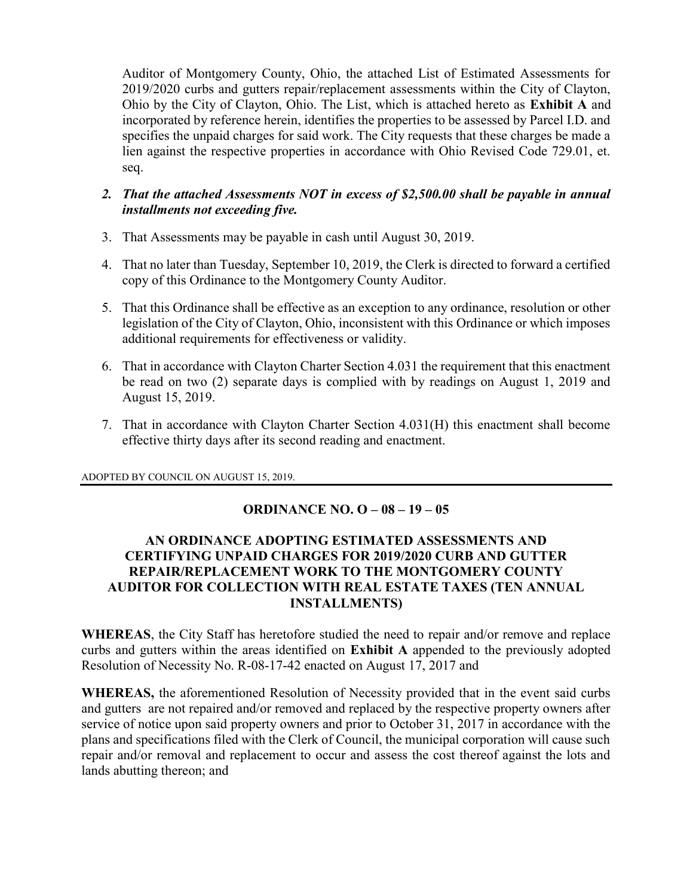Auditor of Montgomery County, Ohio, the attached List of Estimated Assessments for 2019/2020 curbs and gutters repair/replacement assessments within the City of Clayton, Ohio by the City of Clayton, Ohio. The List, which is attached hereto as **Exhibit A** and incorporated by reference herein, identifies the properties to be assessed by Parcel I.D. and specifies the unpaid charges for said work. The City requests that these charges be made a lien against the respective properties in accordance with Ohio Revised Code 729.01, et. seq.

2. ***That the attached Assessments NOT in excess of $2,500.00 shall be payable in annual installments not exceeding five.***

3. That Assessments may be payable in cash until August 30, 2019.

4. That no later than Tuesday, September 10, 2019, the Clerk is directed to forward a certified copy of this Ordinance to the Montgomery County Auditor.

5. That this Ordinance shall be effective as an exception to any ordinance, resolution or other legislation of the City of Clayton, Ohio, inconsistent with this Ordinance or which imposes additional requirements for effectiveness or validity.

6. That in accordance with Clayton Charter Section 4.031 the requirement that this enactment be read on two (2) separate days is complied with by readings on August 1, 2019 and August 15, 2019.

7. That in accordance with Clayton Charter Section 4.031(H) this enactment shall become effective thirty days after its second reading and enactment.

ADOPTED BY COUNCIL ON AUGUST 15, 2019.

---

## ORDINANCE NO. O – 08 – 19 – 05

### AN ORDINANCE ADOPTING ESTIMATED ASSESSMENTS AND CERTIFYING UNPAID CHARGES FOR 2019/2020 CURB AND GUTTER REPAIR/REPLACEMENT WORK TO THE MONTGOMERY COUNTY AUDITOR FOR COLLECTION WITH REAL ESTATE TAXES (TEN ANNUAL INSTALLMENTS)

**WHEREAS**, the City Staff has heretofore studied the need to repair and/or remove and replace curbs and gutters within the areas identified on **Exhibit A** appended to the previously adopted Resolution of Necessity No. R-08-17-42 enacted on August 17, 2017 and

**WHEREAS,** the aforementioned Resolution of Necessity provided that in the event said curbs and gutters are not repaired and/or removed and replaced by the respective property owners after service of notice upon said property owners and prior to October 31, 2017 in accordance with the plans and specifications filed with the Clerk of Council, the municipal corporation will cause such repair and/or removal and replacement to occur and assess the cost thereof against the lots and lands abutting thereon; and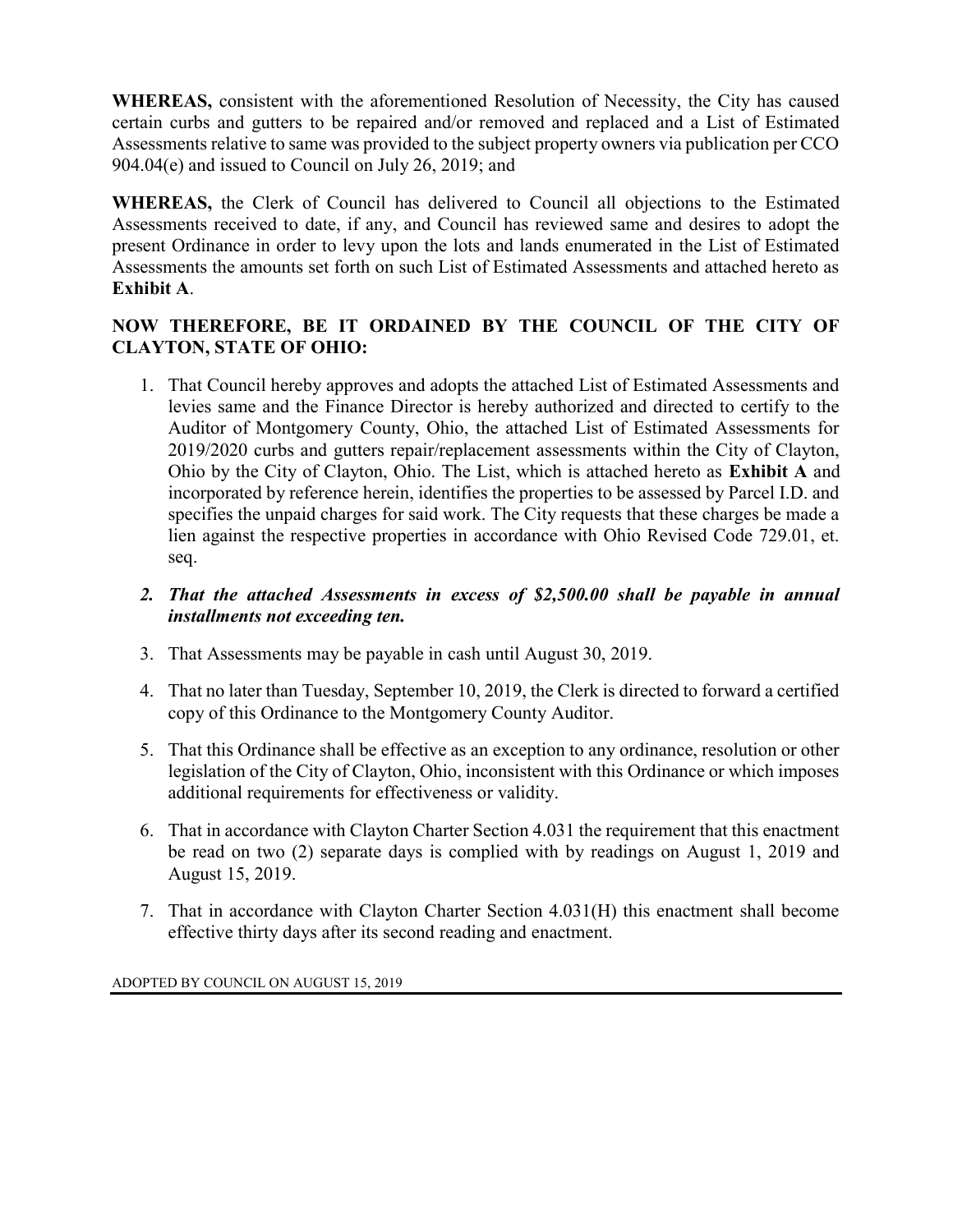**WHEREAS,** consistent with the aforementioned Resolution of Necessity, the City has caused certain curbs and gutters to be repaired and/or removed and replaced and a List of Estimated Assessments relative to same was provided to the subject property owners via publication per CCO 904.04(e) and issued to Council on July 26, 2019; and

**WHEREAS,** the Clerk of Council has delivered to Council all objections to the Estimated Assessments received to date, if any, and Council has reviewed same and desires to adopt the present Ordinance in order to levy upon the lots and lands enumerated in the List of Estimated Assessments the amounts set forth on such List of Estimated Assessments and attached hereto as **Exhibit A**.

**NOW THEREFORE, BE IT ORDAINED BY THE COUNCIL OF THE CITY OF CLAYTON, STATE OF OHIO:**

1. That Council hereby approves and adopts the attached List of Estimated Assessments and levies same and the Finance Director is hereby authorized and directed to certify to the Auditor of Montgomery County, Ohio, the attached List of Estimated Assessments for 2019/2020 curbs and gutters repair/replacement assessments within the City of Clayton, Ohio by the City of Clayton, Ohio. The List, which is attached hereto as **Exhibit A** and incorporated by reference herein, identifies the properties to be assessed by Parcel I.D. and specifies the unpaid charges for said work. The City requests that these charges be made a lien against the respective properties in accordance with Ohio Revised Code 729.01, et. seq.

2. ***That the attached Assessments in excess of $2,500.00 shall be payable in annual installments not exceeding ten.***

3. That Assessments may be payable in cash until August 30, 2019.

4. That no later than Tuesday, September 10, 2019, the Clerk is directed to forward a certified copy of this Ordinance to the Montgomery County Auditor.

5. That this Ordinance shall be effective as an exception to any ordinance, resolution or other legislation of the City of Clayton, Ohio, inconsistent with this Ordinance or which imposes additional requirements for effectiveness or validity.

6. That in accordance with Clayton Charter Section 4.031 the requirement that this enactment be read on two (2) separate days is complied with by readings on August 1, 2019 and August 15, 2019.

7. That in accordance with Clayton Charter Section 4.031(H) this enactment shall become effective thirty days after its second reading and enactment.

ADOPTED BY COUNCIL ON AUGUST 15, 2019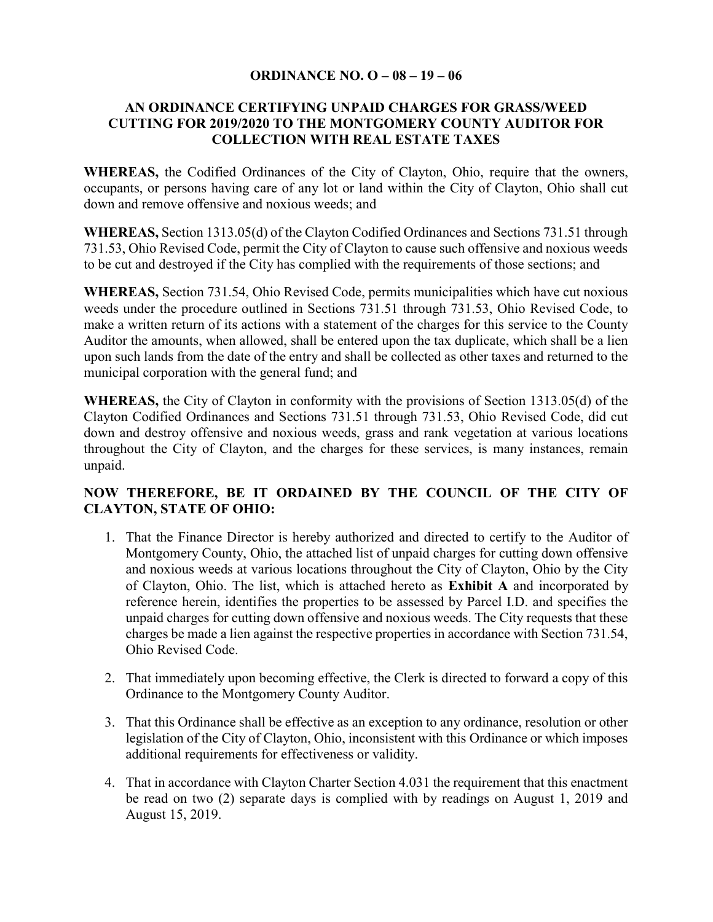**ORDINANCE NO. O – 08 – 19 – 06**

**AN ORDINANCE CERTIFYING UNPAID CHARGES FOR GRASS/WEED CUTTING FOR 2019/2020 TO THE MONTGOMERY COUNTY AUDITOR FOR COLLECTION WITH REAL ESTATE TAXES**

**WHEREAS,** the Codified Ordinances of the City of Clayton, Ohio, require that the owners, occupants, or persons having care of any lot or land within the City of Clayton, Ohio shall cut down and remove offensive and noxious weeds; and

**WHEREAS,** Section 1313.05(d) of the Clayton Codified Ordinances and Sections 731.51 through 731.53, Ohio Revised Code, permit the City of Clayton to cause such offensive and noxious weeds to be cut and destroyed if the City has complied with the requirements of those sections; and

**WHEREAS,** Section 731.54, Ohio Revised Code, permits municipalities which have cut noxious weeds under the procedure outlined in Sections 731.51 through 731.53, Ohio Revised Code, to make a written return of its actions with a statement of the charges for this service to the County Auditor the amounts, when allowed, shall be entered upon the tax duplicate, which shall be a lien upon such lands from the date of the entry and shall be collected as other taxes and returned to the municipal corporation with the general fund; and

**WHEREAS,** the City of Clayton in conformity with the provisions of Section 1313.05(d) of the Clayton Codified Ordinances and Sections 731.51 through 731.53, Ohio Revised Code, did cut down and destroy offensive and noxious weeds, grass and rank vegetation at various locations throughout the City of Clayton, and the charges for these services, is many instances, remain unpaid.

**NOW THEREFORE, BE IT ORDAINED BY THE COUNCIL OF THE CITY OF CLAYTON, STATE OF OHIO:**

1. That the Finance Director is hereby authorized and directed to certify to the Auditor of Montgomery County, Ohio, the attached list of unpaid charges for cutting down offensive and noxious weeds at various locations throughout the City of Clayton, Ohio by the City of Clayton, Ohio. The list, which is attached hereto as **Exhibit A** and incorporated by reference herein, identifies the properties to be assessed by Parcel I.D. and specifies the unpaid charges for cutting down offensive and noxious weeds. The City requests that these charges be made a lien against the respective properties in accordance with Section 731.54, Ohio Revised Code.

2. That immediately upon becoming effective, the Clerk is directed to forward a copy of this Ordinance to the Montgomery County Auditor.

3. That this Ordinance shall be effective as an exception to any ordinance, resolution or other legislation of the City of Clayton, Ohio, inconsistent with this Ordinance or which imposes additional requirements for effectiveness or validity.

4. That in accordance with Clayton Charter Section 4.031 the requirement that this enactment be read on two (2) separate days is complied with by readings on August 1, 2019 and August 15, 2019.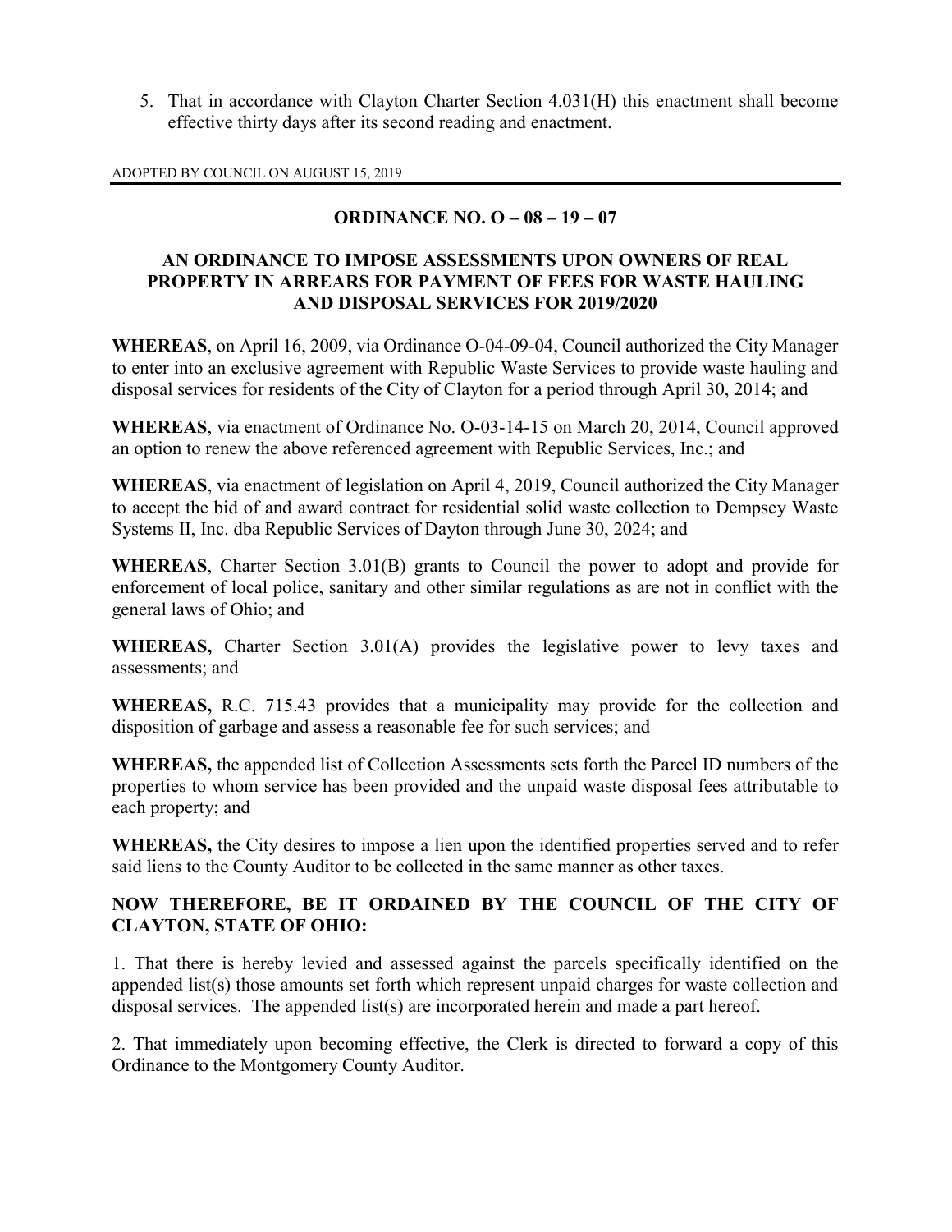5. That in accordance with Clayton Charter Section 4.031(H) this enactment shall become effective thirty days after its second reading and enactment.

ADOPTED BY COUNCIL ON AUGUST 15, 2019

---

## ORDINANCE NO. O – 08 – 19 – 07

### AN ORDINANCE TO IMPOSE ASSESSMENTS UPON OWNERS OF REAL PROPERTY IN ARREARS FOR PAYMENT OF FEES FOR WASTE HAULING AND DISPOSAL SERVICES FOR 2019/2020

**WHEREAS**, on April 16, 2009, via Ordinance O-04-09-04, Council authorized the City Manager to enter into an exclusive agreement with Republic Waste Services to provide waste hauling and disposal services for residents of the City of Clayton for a period through April 30, 2014; and

**WHEREAS**, via enactment of Ordinance No. O-03-14-15 on March 20, 2014, Council approved an option to renew the above referenced agreement with Republic Services, Inc.; and

**WHEREAS**, via enactment of legislation on April 4, 2019, Council authorized the City Manager to accept the bid of and award contract for residential solid waste collection to Dempsey Waste Systems II, Inc. dba Republic Services of Dayton through June 30, 2024; and

**WHEREAS**, Charter Section 3.01(B) grants to Council the power to adopt and provide for enforcement of local police, sanitary and other similar regulations as are not in conflict with the general laws of Ohio; and

**WHEREAS,** Charter Section 3.01(A) provides the legislative power to levy taxes and assessments; and

**WHEREAS,** R.C. 715.43 provides that a municipality may provide for the collection and disposition of garbage and assess a reasonable fee for such services; and

**WHEREAS,** the appended list of Collection Assessments sets forth the Parcel ID numbers of the properties to whom service has been provided and the unpaid waste disposal fees attributable to each property; and

**WHEREAS,** the City desires to impose a lien upon the identified properties served and to refer said liens to the County Auditor to be collected in the same manner as other taxes.

**NOW THEREFORE, BE IT ORDAINED BY THE COUNCIL OF THE CITY OF CLAYTON, STATE OF OHIO:**

1. That there is hereby levied and assessed against the parcels specifically identified on the appended list(s) those amounts set forth which represent unpaid charges for waste collection and disposal services. The appended list(s) are incorporated herein and made a part hereof.

2. That immediately upon becoming effective, the Clerk is directed to forward a copy of this Ordinance to the Montgomery County Auditor.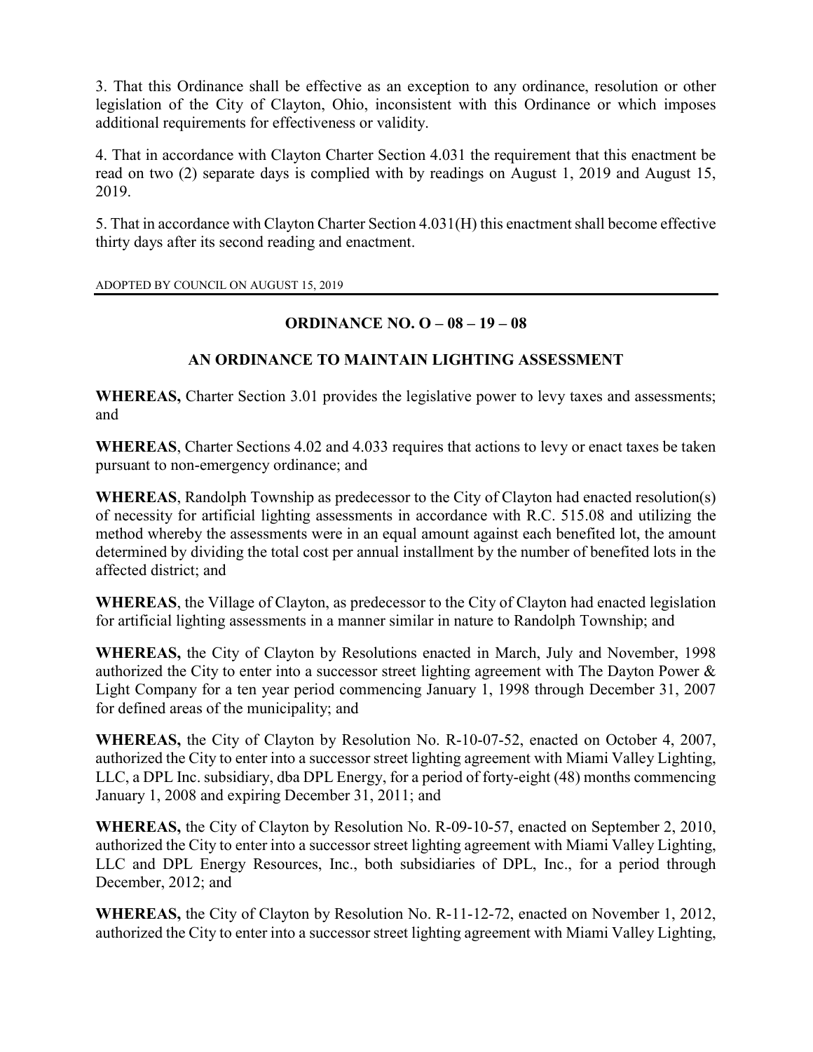3. That this Ordinance shall be effective as an exception to any ordinance, resolution or other legislation of the City of Clayton, Ohio, inconsistent with this Ordinance or which imposes additional requirements for effectiveness or validity.

4. That in accordance with Clayton Charter Section 4.031 the requirement that this enactment be read on two (2) separate days is complied with by readings on August 1, 2019 and August 15, 2019.

5. That in accordance with Clayton Charter Section 4.031(H) this enactment shall become effective thirty days after its second reading and enactment.

ADOPTED BY COUNCIL ON AUGUST 15, 2019

---

## ORDINANCE NO. O – 08 – 19 – 08

## AN ORDINANCE TO MAINTAIN LIGHTING ASSESSMENT

**WHEREAS,** Charter Section 3.01 provides the legislative power to levy taxes and assessments; and

**WHEREAS**, Charter Sections 4.02 and 4.033 requires that actions to levy or enact taxes be taken pursuant to non-emergency ordinance; and

**WHEREAS**, Randolph Township as predecessor to the City of Clayton had enacted resolution(s) of necessity for artificial lighting assessments in accordance with R.C. 515.08 and utilizing the method whereby the assessments were in an equal amount against each benefited lot, the amount determined by dividing the total cost per annual installment by the number of benefited lots in the affected district; and

**WHEREAS**, the Village of Clayton, as predecessor to the City of Clayton had enacted legislation for artificial lighting assessments in a manner similar in nature to Randolph Township; and

**WHEREAS,** the City of Clayton by Resolutions enacted in March, July and November, 1998 authorized the City to enter into a successor street lighting agreement with The Dayton Power & Light Company for a ten year period commencing January 1, 1998 through December 31, 2007 for defined areas of the municipality; and

**WHEREAS,** the City of Clayton by Resolution No. R-10-07-52, enacted on October 4, 2007, authorized the City to enter into a successor street lighting agreement with Miami Valley Lighting, LLC, a DPL Inc. subsidiary, dba DPL Energy, for a period of forty-eight (48) months commencing January 1, 2008 and expiring December 31, 2011; and

**WHEREAS,** the City of Clayton by Resolution No. R-09-10-57, enacted on September 2, 2010, authorized the City to enter into a successor street lighting agreement with Miami Valley Lighting, LLC and DPL Energy Resources, Inc., both subsidiaries of DPL, Inc., for a period through December, 2012; and

**WHEREAS,** the City of Clayton by Resolution No. R-11-12-72, enacted on November 1, 2012, authorized the City to enter into a successor street lighting agreement with Miami Valley Lighting,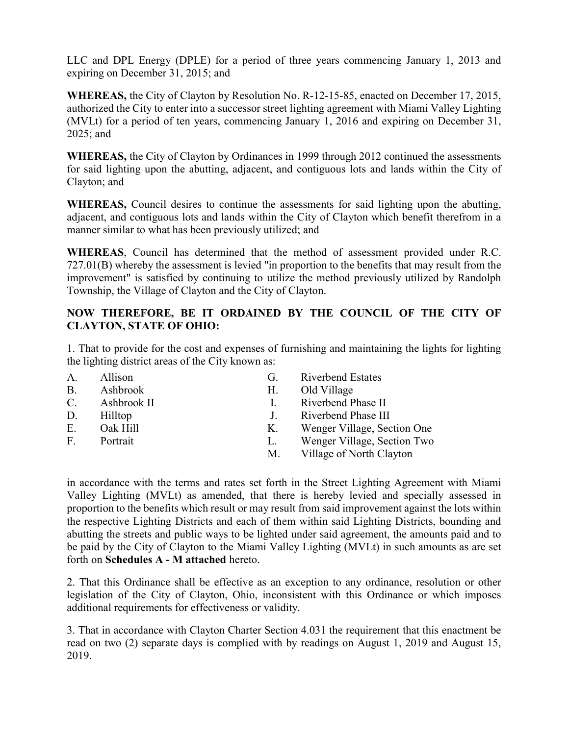LLC and DPL Energy (DPLE) for a period of three years commencing January 1, 2013 and expiring on December 31, 2015; and

**WHEREAS,** the City of Clayton by Resolution No. R-12-15-85, enacted on December 17, 2015, authorized the City to enter into a successor street lighting agreement with Miami Valley Lighting (MVLt) for a period of ten years, commencing January 1, 2016 and expiring on December 31, 2025; and

**WHEREAS,** the City of Clayton by Ordinances in 1999 through 2012 continued the assessments for said lighting upon the abutting, adjacent, and contiguous lots and lands within the City of Clayton; and

**WHEREAS,** Council desires to continue the assessments for said lighting upon the abutting, adjacent, and contiguous lots and lands within the City of Clayton which benefit therefrom in a manner similar to what has been previously utilized; and

**WHEREAS**, Council has determined that the method of assessment provided under R.C. 727.01(B) whereby the assessment is levied "in proportion to the benefits that may result from the improvement" is satisfied by continuing to utilize the method previously utilized by Randolph Township, the Village of Clayton and the City of Clayton.

**NOW THEREFORE, BE IT ORDAINED BY THE COUNCIL OF THE CITY OF CLAYTON, STATE OF OHIO:**

1. That to provide for the cost and expenses of furnishing and maintaining the lights for lighting the lighting district areas of the City known as:

A. Allison
B. Ashbrook
C. Ashbrook II
D. Hilltop
E. Oak Hill
F. Portrait
G. Riverbend Estates
H. Old Village
I. Riverbend Phase II
J. Riverbend Phase III
K. Wenger Village, Section One
L. Wenger Village, Section Two
M. Village of North Clayton

in accordance with the terms and rates set forth in the Street Lighting Agreement with Miami Valley Lighting (MVLt) as amended, that there is hereby levied and specially assessed in proportion to the benefits which result or may result from said improvement against the lots within the respective Lighting Districts and each of them within said Lighting Districts, bounding and abutting the streets and public ways to be lighted under said agreement, the amounts paid and to be paid by the City of Clayton to the Miami Valley Lighting (MVLt) in such amounts as are set forth on **Schedules A - M attached** hereto.

2. That this Ordinance shall be effective as an exception to any ordinance, resolution or other legislation of the City of Clayton, Ohio, inconsistent with this Ordinance or which imposes additional requirements for effectiveness or validity.

3. That in accordance with Clayton Charter Section 4.031 the requirement that this enactment be read on two (2) separate days is complied with by readings on August 1, 2019 and August 15, 2019.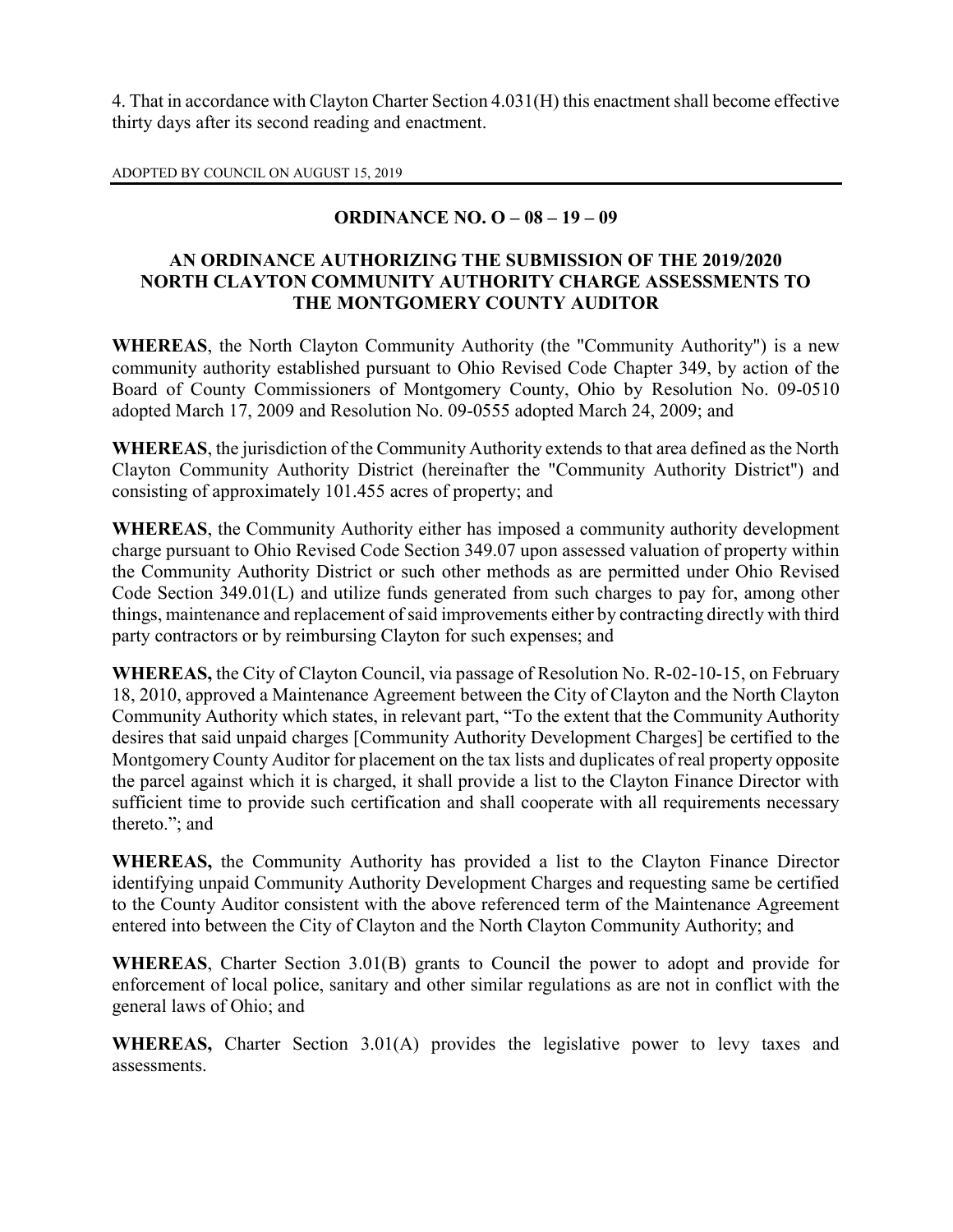4. That in accordance with Clayton Charter Section 4.031(H) this enactment shall become effective thirty days after its second reading and enactment.

ADOPTED BY COUNCIL ON AUGUST 15, 2019

---

## ORDINANCE NO. O – 08 – 19 – 09

### AN ORDINANCE AUTHORIZING THE SUBMISSION OF THE 2019/2020 NORTH CLAYTON COMMUNITY AUTHORITY CHARGE ASSESSMENTS TO THE MONTGOMERY COUNTY AUDITOR

**WHEREAS**, the North Clayton Community Authority (the "Community Authority") is a new community authority established pursuant to Ohio Revised Code Chapter 349, by action of the Board of County Commissioners of Montgomery County, Ohio by Resolution No. 09-0510 adopted March 17, 2009 and Resolution No. 09-0555 adopted March 24, 2009; and

**WHEREAS**, the jurisdiction of the Community Authority extends to that area defined as the North Clayton Community Authority District (hereinafter the "Community Authority District") and consisting of approximately 101.455 acres of property; and

**WHEREAS**, the Community Authority either has imposed a community authority development charge pursuant to Ohio Revised Code Section 349.07 upon assessed valuation of property within the Community Authority District or such other methods as are permitted under Ohio Revised Code Section 349.01(L) and utilize funds generated from such charges to pay for, among other things, maintenance and replacement of said improvements either by contracting directly with third party contractors or by reimbursing Clayton for such expenses; and

**WHEREAS,** the City of Clayton Council, via passage of Resolution No. R-02-10-15, on February 18, 2010, approved a Maintenance Agreement between the City of Clayton and the North Clayton Community Authority which states, in relevant part, "To the extent that the Community Authority desires that said unpaid charges [Community Authority Development Charges] be certified to the Montgomery County Auditor for placement on the tax lists and duplicates of real property opposite the parcel against which it is charged, it shall provide a list to the Clayton Finance Director with sufficient time to provide such certification and shall cooperate with all requirements necessary thereto."; and

**WHEREAS,** the Community Authority has provided a list to the Clayton Finance Director identifying unpaid Community Authority Development Charges and requesting same be certified to the County Auditor consistent with the above referenced term of the Maintenance Agreement entered into between the City of Clayton and the North Clayton Community Authority; and

**WHEREAS**, Charter Section 3.01(B) grants to Council the power to adopt and provide for enforcement of local police, sanitary and other similar regulations as are not in conflict with the general laws of Ohio; and

**WHEREAS,** Charter Section 3.01(A) provides the legislative power to levy taxes and assessments.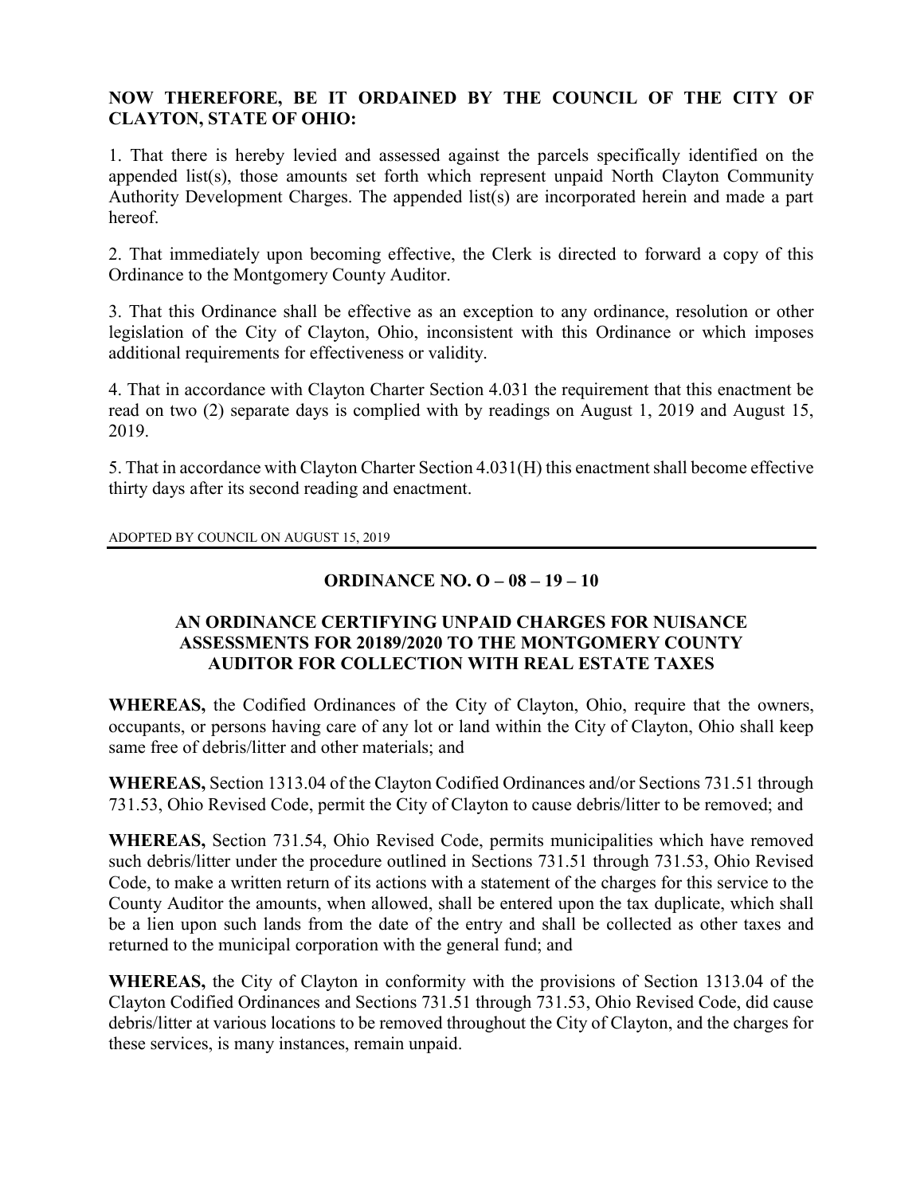**NOW THEREFORE, BE IT ORDAINED BY THE COUNCIL OF THE CITY OF CLAYTON, STATE OF OHIO:**

1. That there is hereby levied and assessed against the parcels specifically identified on the appended list(s), those amounts set forth which represent unpaid North Clayton Community Authority Development Charges. The appended list(s) are incorporated herein and made a part hereof.

2. That immediately upon becoming effective, the Clerk is directed to forward a copy of this Ordinance to the Montgomery County Auditor.

3. That this Ordinance shall be effective as an exception to any ordinance, resolution or other legislation of the City of Clayton, Ohio, inconsistent with this Ordinance or which imposes additional requirements for effectiveness or validity.

4. That in accordance with Clayton Charter Section 4.031 the requirement that this enactment be read on two (2) separate days is complied with by readings on August 1, 2019 and August 15, 2019.

5. That in accordance with Clayton Charter Section 4.031(H) this enactment shall become effective thirty days after its second reading and enactment.

ADOPTED BY COUNCIL ON AUGUST 15, 2019

---

## ORDINANCE NO. O – 08 – 19 – 10

### AN ORDINANCE CERTIFYING UNPAID CHARGES FOR NUISANCE ASSESSMENTS FOR 20189/2020 TO THE MONTGOMERY COUNTY AUDITOR FOR COLLECTION WITH REAL ESTATE TAXES

**WHEREAS,** the Codified Ordinances of the City of Clayton, Ohio, require that the owners, occupants, or persons having care of any lot or land within the City of Clayton, Ohio shall keep same free of debris/litter and other materials; and

**WHEREAS,** Section 1313.04 of the Clayton Codified Ordinances and/or Sections 731.51 through 731.53, Ohio Revised Code, permit the City of Clayton to cause debris/litter to be removed; and

**WHEREAS,** Section 731.54, Ohio Revised Code, permits municipalities which have removed such debris/litter under the procedure outlined in Sections 731.51 through 731.53, Ohio Revised Code, to make a written return of its actions with a statement of the charges for this service to the County Auditor the amounts, when allowed, shall be entered upon the tax duplicate, which shall be a lien upon such lands from the date of the entry and shall be collected as other taxes and returned to the municipal corporation with the general fund; and

**WHEREAS,** the City of Clayton in conformity with the provisions of Section 1313.04 of the Clayton Codified Ordinances and Sections 731.51 through 731.53, Ohio Revised Code, did cause debris/litter at various locations to be removed throughout the City of Clayton, and the charges for these services, is many instances, remain unpaid.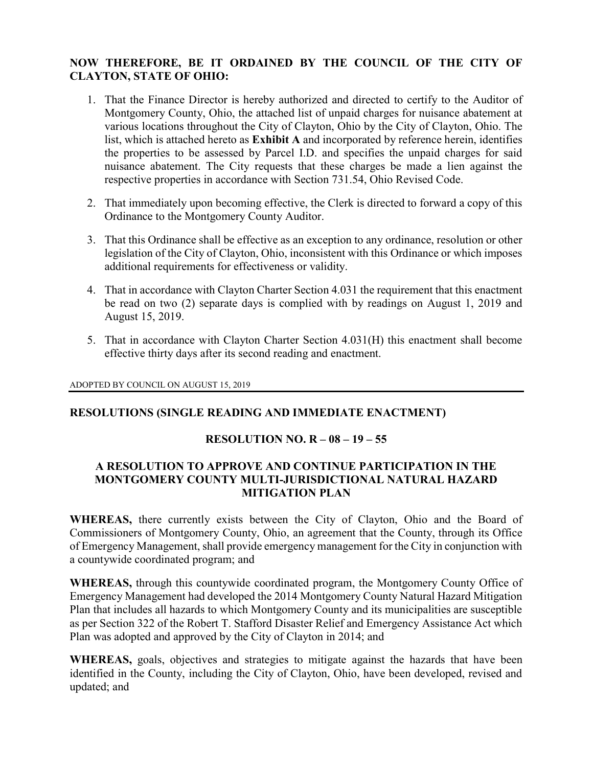**NOW THEREFORE, BE IT ORDAINED BY THE COUNCIL OF THE CITY OF CLAYTON, STATE OF OHIO:**

1. That the Finance Director is hereby authorized and directed to certify to the Auditor of Montgomery County, Ohio, the attached list of unpaid charges for nuisance abatement at various locations throughout the City of Clayton, Ohio by the City of Clayton, Ohio. The list, which is attached hereto as **Exhibit A** and incorporated by reference herein, identifies the properties to be assessed by Parcel I.D. and specifies the unpaid charges for said nuisance abatement. The City requests that these charges be made a lien against the respective properties in accordance with Section 731.54, Ohio Revised Code.

2. That immediately upon becoming effective, the Clerk is directed to forward a copy of this Ordinance to the Montgomery County Auditor.

3. That this Ordinance shall be effective as an exception to any ordinance, resolution or other legislation of the City of Clayton, Ohio, inconsistent with this Ordinance or which imposes additional requirements for effectiveness or validity.

4. That in accordance with Clayton Charter Section 4.031 the requirement that this enactment be read on two (2) separate days is complied with by readings on August 1, 2019 and August 15, 2019.

5. That in accordance with Clayton Charter Section 4.031(H) this enactment shall become effective thirty days after its second reading and enactment.

ADOPTED BY COUNCIL ON AUGUST 15, 2019

---

## RESOLUTIONS (SINGLE READING AND IMMEDIATE ENACTMENT)

### RESOLUTION NO. R – 08 – 19 – 55

### A RESOLUTION TO APPROVE AND CONTINUE PARTICIPATION IN THE MONTGOMERY COUNTY MULTI-JURISDICTIONAL NATURAL HAZARD MITIGATION PLAN

**WHEREAS,** there currently exists between the City of Clayton, Ohio and the Board of Commissioners of Montgomery County, Ohio, an agreement that the County, through its Office of Emergency Management, shall provide emergency management for the City in conjunction with a countywide coordinated program; and

**WHEREAS,** through this countywide coordinated program, the Montgomery County Office of Emergency Management had developed the 2014 Montgomery County Natural Hazard Mitigation Plan that includes all hazards to which Montgomery County and its municipalities are susceptible as per Section 322 of the Robert T. Stafford Disaster Relief and Emergency Assistance Act which Plan was adopted and approved by the City of Clayton in 2014; and

**WHEREAS,** goals, objectives and strategies to mitigate against the hazards that have been identified in the County, including the City of Clayton, Ohio, have been developed, revised and updated; and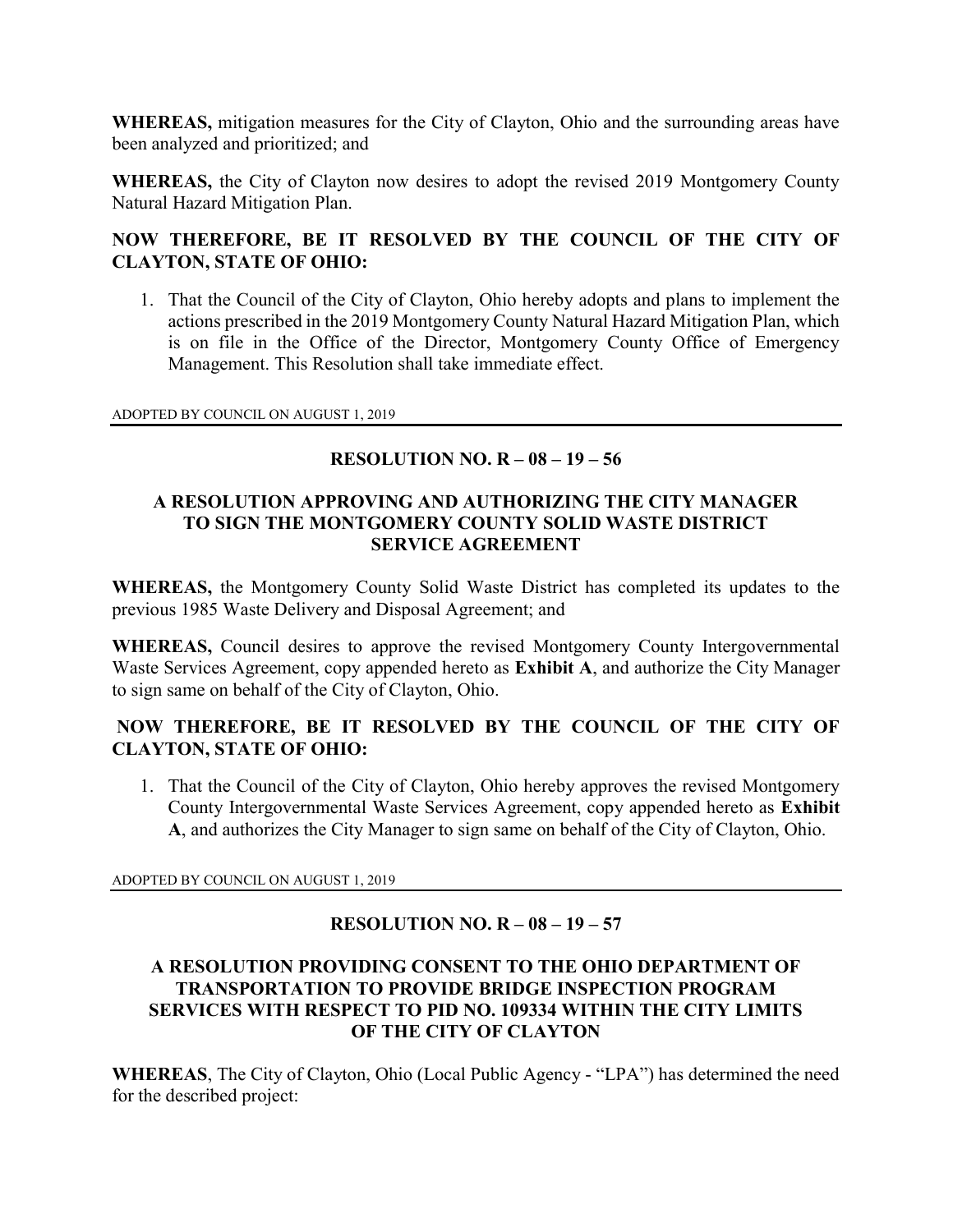**WHEREAS,** mitigation measures for the City of Clayton, Ohio and the surrounding areas have been analyzed and prioritized; and

**WHEREAS,** the City of Clayton now desires to adopt the revised 2019 Montgomery County Natural Hazard Mitigation Plan.

**NOW THEREFORE, BE IT RESOLVED BY THE COUNCIL OF THE CITY OF CLAYTON, STATE OF OHIO:**

1. That the Council of the City of Clayton, Ohio hereby adopts and plans to implement the actions prescribed in the 2019 Montgomery County Natural Hazard Mitigation Plan, which is on file in the Office of the Director, Montgomery County Office of Emergency Management. This Resolution shall take immediate effect.

ADOPTED BY COUNCIL ON AUGUST 1, 2019

---

## RESOLUTION NO. R – 08 – 19 – 56

### A RESOLUTION APPROVING AND AUTHORIZING THE CITY MANAGER TO SIGN THE MONTGOMERY COUNTY SOLID WASTE DISTRICT SERVICE AGREEMENT

**WHEREAS,** the Montgomery County Solid Waste District has completed its updates to the previous 1985 Waste Delivery and Disposal Agreement; and

**WHEREAS,** Council desires to approve the revised Montgomery County Intergovernmental Waste Services Agreement, copy appended hereto as **Exhibit A**, and authorize the City Manager to sign same on behalf of the City of Clayton, Ohio.

**NOW THEREFORE, BE IT RESOLVED BY THE COUNCIL OF THE CITY OF CLAYTON, STATE OF OHIO:**

1. That the Council of the City of Clayton, Ohio hereby approves the revised Montgomery County Intergovernmental Waste Services Agreement, copy appended hereto as **Exhibit A**, and authorizes the City Manager to sign same on behalf of the City of Clayton, Ohio.

ADOPTED BY COUNCIL ON AUGUST 1, 2019

---

## RESOLUTION NO. R – 08 – 19 – 57

### A RESOLUTION PROVIDING CONSENT TO THE OHIO DEPARTMENT OF TRANSPORTATION TO PROVIDE BRIDGE INSPECTION PROGRAM SERVICES WITH RESPECT TO PID NO. 109334 WITHIN THE CITY LIMITS OF THE CITY OF CLAYTON

**WHEREAS**, The City of Clayton, Ohio (Local Public Agency - "LPA") has determined the need for the described project: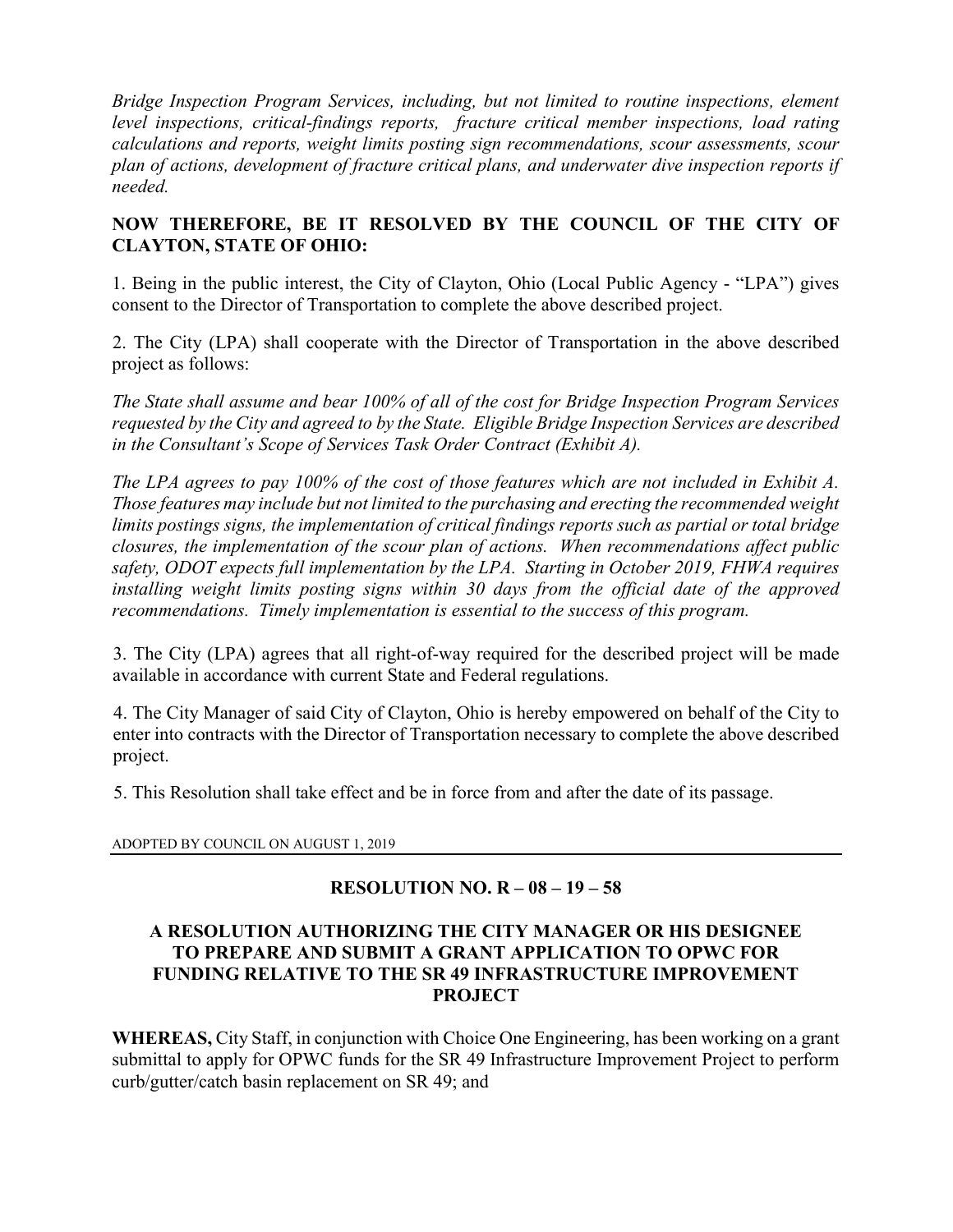*Bridge Inspection Program Services, including, but not limited to routine inspections, element level inspections, critical-findings reports, fracture critical member inspections, load rating calculations and reports, weight limits posting sign recommendations, scour assessments, scour plan of actions, development of fracture critical plans, and underwater dive inspection reports if needed.*

**NOW THEREFORE, BE IT RESOLVED BY THE COUNCIL OF THE CITY OF CLAYTON, STATE OF OHIO:**

1. Being in the public interest, the City of Clayton, Ohio (Local Public Agency - "LPA") gives consent to the Director of Transportation to complete the above described project.

2. The City (LPA) shall cooperate with the Director of Transportation in the above described project as follows:

*The State shall assume and bear 100% of all of the cost for Bridge Inspection Program Services requested by the City and agreed to by the State. Eligible Bridge Inspection Services are described in the Consultant's Scope of Services Task Order Contract (Exhibit A).*

*The LPA agrees to pay 100% of the cost of those features which are not included in Exhibit A. Those features may include but not limited to the purchasing and erecting the recommended weight limits postings signs, the implementation of critical findings reports such as partial or total bridge closures, the implementation of the scour plan of actions. When recommendations affect public safety, ODOT expects full implementation by the LPA. Starting in October 2019, FHWA requires installing weight limits posting signs within 30 days from the official date of the approved recommendations. Timely implementation is essential to the success of this program.*

3. The City (LPA) agrees that all right-of-way required for the described project will be made available in accordance with current State and Federal regulations.

4. The City Manager of said City of Clayton, Ohio is hereby empowered on behalf of the City to enter into contracts with the Director of Transportation necessary to complete the above described project.

5. This Resolution shall take effect and be in force from and after the date of its passage.

ADOPTED BY COUNCIL ON AUGUST 1, 2019

---

## RESOLUTION NO. R – 08 – 19 – 58

### A RESOLUTION AUTHORIZING THE CITY MANAGER OR HIS DESIGNEE TO PREPARE AND SUBMIT A GRANT APPLICATION TO OPWC FOR FUNDING RELATIVE TO THE SR 49 INFRASTRUCTURE IMPROVEMENT PROJECT

**WHEREAS,** City Staff, in conjunction with Choice One Engineering, has been working on a grant submittal to apply for OPWC funds for the SR 49 Infrastructure Improvement Project to perform curb/gutter/catch basin replacement on SR 49; and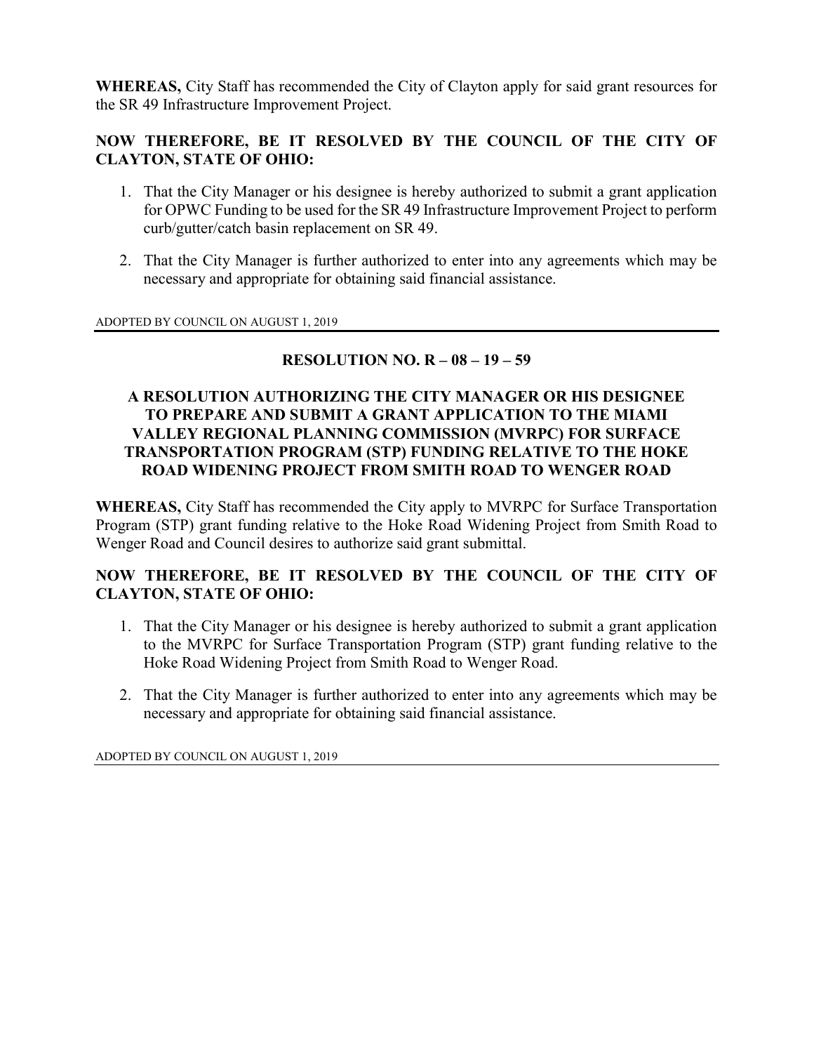**WHEREAS,** City Staff has recommended the City of Clayton apply for said grant resources for the SR 49 Infrastructure Improvement Project.

**NOW THEREFORE, BE IT RESOLVED BY THE COUNCIL OF THE CITY OF CLAYTON, STATE OF OHIO:**

1. That the City Manager or his designee is hereby authorized to submit a grant application for OPWC Funding to be used for the SR 49 Infrastructure Improvement Project to perform curb/gutter/catch basin replacement on SR 49.

2. That the City Manager is further authorized to enter into any agreements which may be necessary and appropriate for obtaining said financial assistance.

ADOPTED BY COUNCIL ON AUGUST 1, 2019

---

## RESOLUTION NO. R – 08 – 19 – 59

### A RESOLUTION AUTHORIZING THE CITY MANAGER OR HIS DESIGNEE TO PREPARE AND SUBMIT A GRANT APPLICATION TO THE MIAMI VALLEY REGIONAL PLANNING COMMISSION (MVRPC) FOR SURFACE TRANSPORTATION PROGRAM (STP) FUNDING RELATIVE TO THE HOKE ROAD WIDENING PROJECT FROM SMITH ROAD TO WENGER ROAD

**WHEREAS,** City Staff has recommended the City apply to MVRPC for Surface Transportation Program (STP) grant funding relative to the Hoke Road Widening Project from Smith Road to Wenger Road and Council desires to authorize said grant submittal.

**NOW THEREFORE, BE IT RESOLVED BY THE COUNCIL OF THE CITY OF CLAYTON, STATE OF OHIO:**

1. That the City Manager or his designee is hereby authorized to submit a grant application to the MVRPC for Surface Transportation Program (STP) grant funding relative to the Hoke Road Widening Project from Smith Road to Wenger Road.

2. That the City Manager is further authorized to enter into any agreements which may be necessary and appropriate for obtaining said financial assistance.

ADOPTED BY COUNCIL ON AUGUST 1, 2019